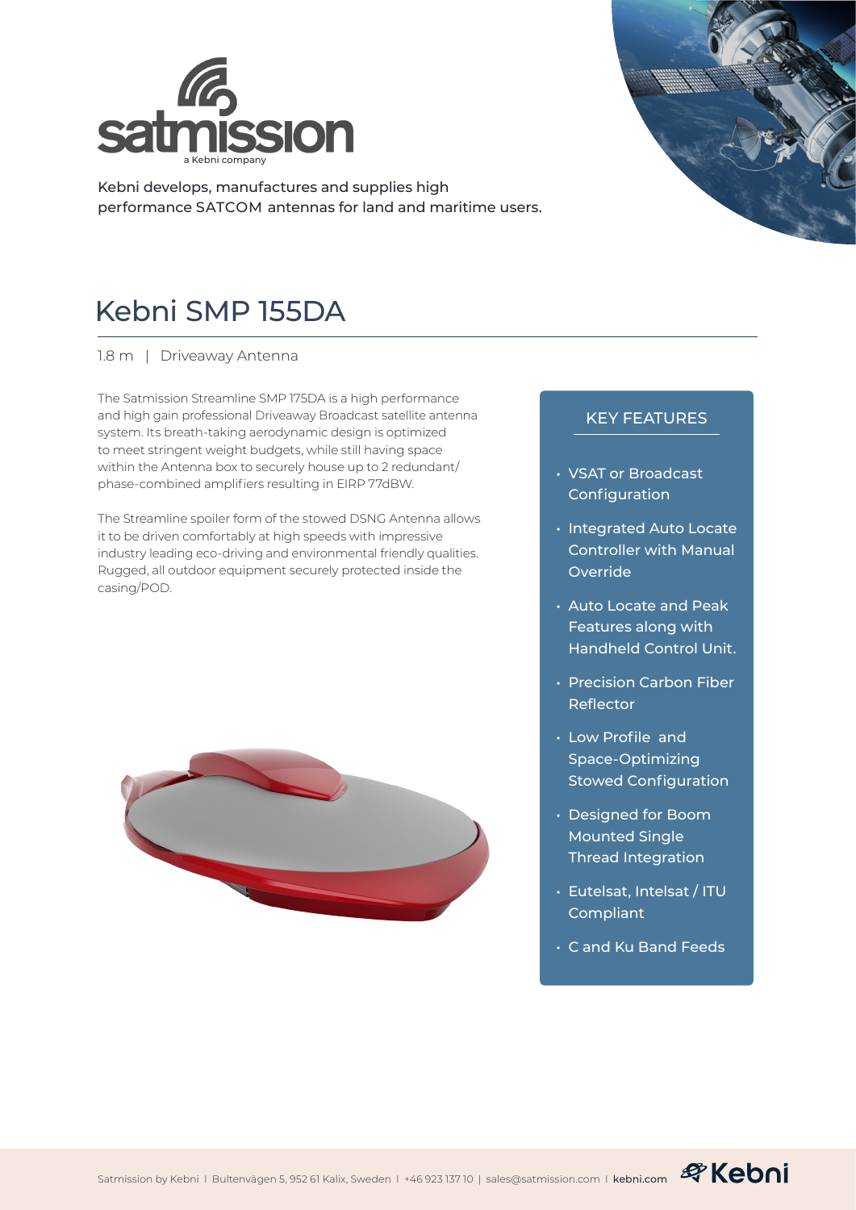satmission
a Kebni company

Kebni develops, manufactures and supplies high performance SATCOM antennas for land and maritime users.

# Kebni SMP 155DA

1.8 m | Driveaway Antenna

The Satmission Streamline SMP 175DA is a high performance and high gain professional Driveaway Broadcast satellite antenna system. Its breath-taking aerodynamic design is optimized to meet stringent weight budgets, while still having space within the Antenna box to securely house up to 2 redundant/ phase-combined amplifiers resulting in EIRP 77dBW.

The Streamline spoiler form of the stowed DSNG Antenna allows it to be driven comfortably at high speeds with impressive industry leading eco-driving and environmental friendly qualities. Rugged, all outdoor equipment securely protected inside the casing/POD.

## KEY FEATURES

- VSAT or Broadcast Configuration
- Integrated Auto Locate Controller with Manual Override
- Auto Locate and Peak Features along with Handheld Control Unit.
- Precision Carbon Fiber Reflector
- Low Profile and Space-Optimizing Stowed Configuration
- Designed for Boom Mounted Single Thread Integration
- Eutelsat, Intelsat / ITU Compliant
- C and Ku Band Feeds

Satmission by Kebni | Bultenvägen 5, 952 61 Kalix, Sweden | +46 923 137 10 | sales@satmission.com | kebni.com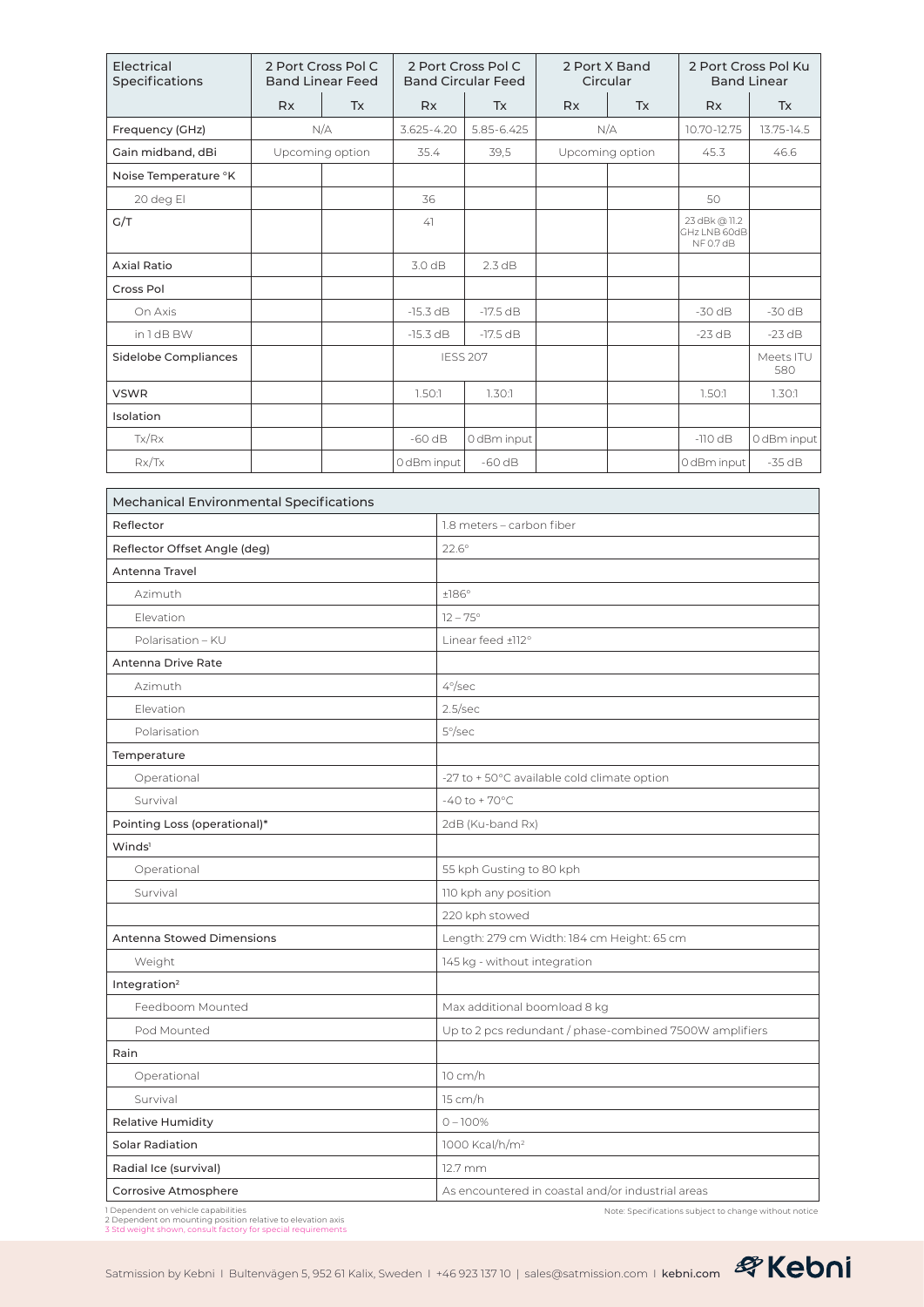| Electrical Specifications | 2 Port Cross Pol C Band Linear Feed | | 2 Port Cross Pol C Band Circular Feed | | 2 Port X Band Circular | | 2 Port Cross Pol Ku Band Linear | |
|---|---|---|---|---|---|---|---|---|
| | Rx | Tx | Rx | Tx | Rx | Tx | Rx | Tx |
| Frequency (GHz) | N/A | | 3.625-4.20 | 5.85-6.425 | N/A | | 10.70-12.75 | 13.75-14.5 |
| Gain midband, dBi | Upcoming option | | 35.4 | 39,5 | Upcoming option | | 45.3 | 46.6 |
| Noise Temperature °K | | | | | | | | |
| 20 deg El | | | 36 | | | | 50 | |
| G/T | | | 41 | | | | 23 dBk @ 11.2 GHz LNB 60dB NF 0.7 dB | |
| Axial Ratio | | | 3.0 dB | 2.3 dB | | | | |
| Cross Pol | | | | | | | | |
| On Axis | | | -15.3 dB | -17.5 dB | | | -30 dB | -30 dB |
| in 1 dB BW | | | -15.3 dB | -17.5 dB | | | -23 dB | -23 dB |
| Sidelobe Compliances | | | IESS 207 | | | | | Meets ITU 580 |
| VSWR | | | 1.50:1 | 1.30:1 | | | 1.50:1 | 1.30:1 |
| Isolation | | | | | | | | |
| Tx/Rx | | | -60 dB | 0 dBm input | | | -110 dB | 0 dBm input |
| Rx/Tx | | | 0 dBm input | -60 dB | | | 0 dBm input | -35 dB |

| Mechanical Environmental Specifications | |
|---|---|
| Reflector | 1.8 meters – carbon fiber |
| Reflector Offset Angle (deg) | 22.6° |
| Antenna Travel | |
| Azimuth | ±186° |
| Elevation | 12 – 75° |
| Polarisation – KU | Linear feed ±112° |
| Antenna Drive Rate | |
| Azimuth | 4°/sec |
| Elevation | 2.5/sec |
| Polarisation | 5°/sec |
| Temperature | |
| Operational | -27 to + 50°C available cold climate option |
| Survival | -40 to + 70°C |
| Pointing Loss (operational)* | 2dB (Ku-band Rx) |
| Winds[1] | |
| Operational | 55 kph Gusting to 80 kph |
| Survival | 110 kph any position |
| | 220 kph stowed |
| Antenna Stowed Dimensions | Length: 279 cm Width: 184 cm Height: 65 cm |
| Weight | 145 kg - without integration |
| Integration[2] | |
| Feedboom Mounted | Max additional boomload 8 kg |
| Pod Mounted | Up to 2 pcs redundant / phase-combined 7500W amplifiers |
| Rain | |
| Operational | 10 cm/h |
| Survival | 15 cm/h |
| Relative Humidity | 0 – 100% |
| Solar Radiation | 1000 Kcal/h/m² |
| Radial Ice (survival) | 12.7 mm |
| Corrosive Atmosphere | As encountered in coastal and/or industrial areas |

1 Dependent on vehicle capabilities
2 Dependent on mounting position relative to elevation axis
3 Std weight shown, consult factory for special requirements

Note: Specifications subject to change without notice

Satmission by Kebni | Bultenvägen 5, 952 61 Kalix, Sweden | +46 923 137 10 | sales@satmission.com | kebni.com

Kebni